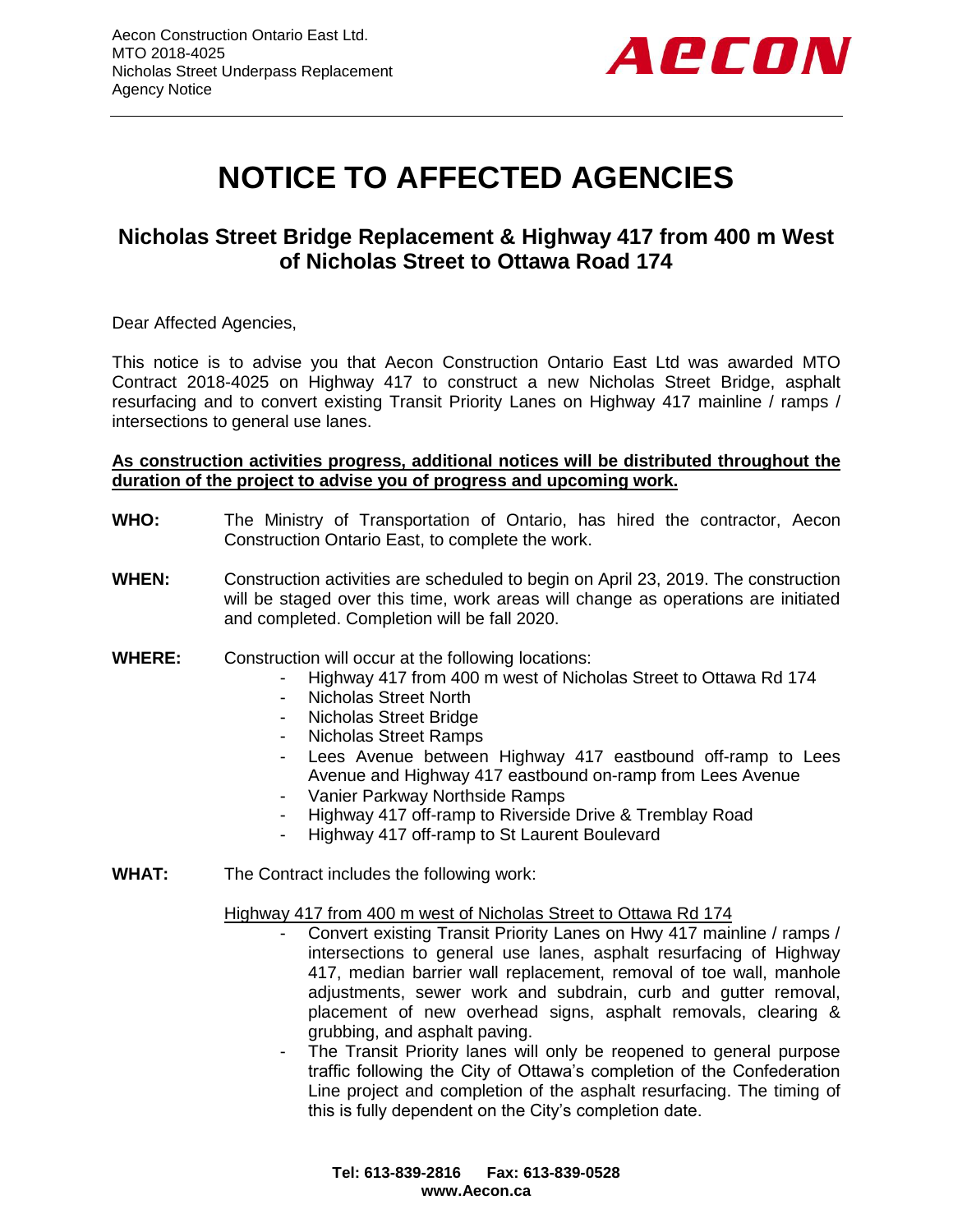# NOTICE TO AFFECTED AGENCIES

## Nicholas Street Bridge Replacement & Highway 417 from 400 m West of Nicholas Street to Ottawa Road 174

Dear Affected Agencies,

This notice is to advise you that Aecon Construction Ontario East Ltd was awarded MTO Contract 2018-4025 on Highway 417 to construct a new Nicholas Street Bridge, asphalt resurfacing and to convert existing Transit Priority Lanes on Highway 417 mainline / ramps / intersections to general use lanes.

**As construction activities progress, additional notices will be distributed throughout the duration of the project to advise you of progress and upcoming work.**

**WHO:** The Ministry of Transportation of Ontario, has hired the contractor, Aecon Construction Ontario East, to complete the work.

**WHEN:** Construction activities are scheduled to begin on April 23, 2019. The construction will be staged over this time, work areas will change as operations are initiated and completed. Completion will be fall 2020.

**WHERE:** Construction will occur at the following locations:

- Highway 417 from 400 m west of Nicholas Street to Ottawa Rd 174
- Nicholas Street North
- Nicholas Street Bridge
- Nicholas Street Ramps
- Lees Avenue between Highway 417 eastbound off-ramp to Lees Avenue and Highway 417 eastbound on-ramp from Lees Avenue
- Vanier Parkway Northside Ramps
- Highway 417 off-ramp to Riverside Drive & Tremblay Road
- Highway 417 off-ramp to St Laurent Boulevard

**WHAT:** The Contract includes the following work:

Highway 417 from 400 m west of Nicholas Street to Ottawa Rd 174

- Convert existing Transit Priority Lanes on Hwy 417 mainline / ramps / intersections to general use lanes, asphalt resurfacing of Highway 417, median barrier wall replacement, removal of toe wall, manhole adjustments, sewer work and subdrain, curb and gutter removal, placement of new overhead signs, asphalt removals, clearing & grubbing, and asphalt paving.
- The Transit Priority lanes will only be reopened to general purpose traffic following the City of Ottawa's completion of the Confederation Line project and completion of the asphalt resurfacing. The timing of this is fully dependent on the City's completion date.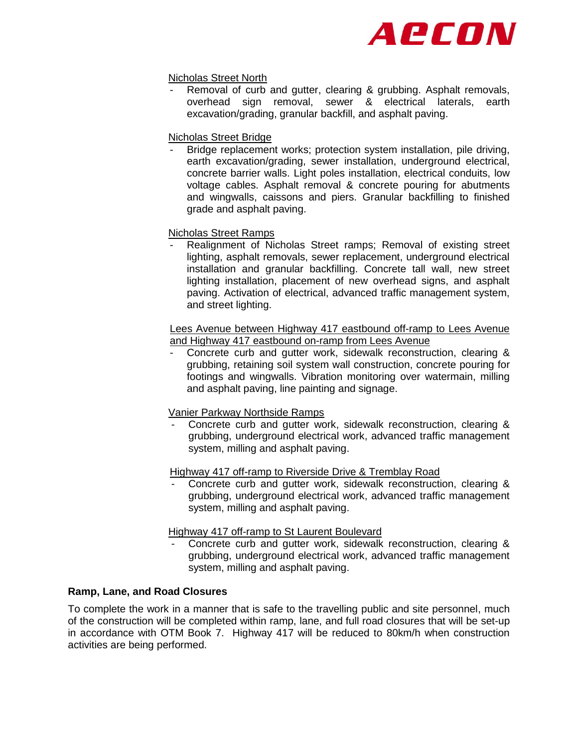Nicholas Street North

- Removal of curb and gutter, clearing & grubbing. Asphalt removals, overhead sign removal, sewer & electrical laterals, earth excavation/grading, granular backfill, and asphalt paving.

Nicholas Street Bridge

- Bridge replacement works; protection system installation, pile driving, earth excavation/grading, sewer installation, underground electrical, concrete barrier walls. Light poles installation, electrical conduits, low voltage cables. Asphalt removal & concrete pouring for abutments and wingwalls, caissons and piers. Granular backfilling to finished grade and asphalt paving.

Nicholas Street Ramps

- Realignment of Nicholas Street ramps; Removal of existing street lighting, asphalt removals, sewer replacement, underground electrical installation and granular backfilling. Concrete tall wall, new street lighting installation, placement of new overhead signs, and asphalt paving. Activation of electrical, advanced traffic management system, and street lighting.

Lees Avenue between Highway 417 eastbound off-ramp to Lees Avenue and Highway 417 eastbound on-ramp from Lees Avenue

- Concrete curb and gutter work, sidewalk reconstruction, clearing & grubbing, retaining soil system wall construction, concrete pouring for footings and wingwalls. Vibration monitoring over watermain, milling and asphalt paving, line painting and signage.

Vanier Parkway Northside Ramps

- Concrete curb and gutter work, sidewalk reconstruction, clearing & grubbing, underground electrical work, advanced traffic management system, milling and asphalt paving.

Highway 417 off-ramp to Riverside Drive & Tremblay Road

- Concrete curb and gutter work, sidewalk reconstruction, clearing & grubbing, underground electrical work, advanced traffic management system, milling and asphalt paving.

Highway 417 off-ramp to St Laurent Boulevard

- Concrete curb and gutter work, sidewalk reconstruction, clearing & grubbing, underground electrical work, advanced traffic management system, milling and asphalt paving.

**Ramp, Lane, and Road Closures**

To complete the work in a manner that is safe to the travelling public and site personnel, much of the construction will be completed within ramp, lane, and full road closures that will be set-up in accordance with OTM Book 7. Highway 417 will be reduced to 80km/h when construction activities are being performed.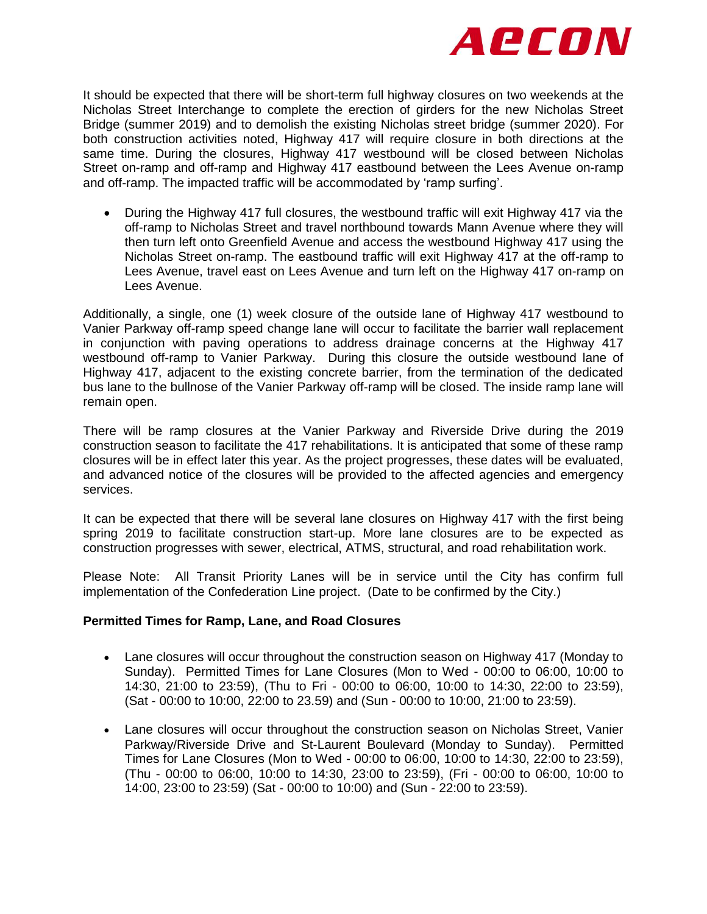It should be expected that there will be short-term full highway closures on two weekends at the Nicholas Street Interchange to complete the erection of girders for the new Nicholas Street Bridge (summer 2019) and to demolish the existing Nicholas street bridge (summer 2020). For both construction activities noted, Highway 417 will require closure in both directions at the same time. During the closures, Highway 417 westbound will be closed between Nicholas Street on-ramp and off-ramp and Highway 417 eastbound between the Lees Avenue on-ramp and off-ramp. The impacted traffic will be accommodated by 'ramp surfing'.

- During the Highway 417 full closures, the westbound traffic will exit Highway 417 via the off-ramp to Nicholas Street and travel northbound towards Mann Avenue where they will then turn left onto Greenfield Avenue and access the westbound Highway 417 using the Nicholas Street on-ramp. The eastbound traffic will exit Highway 417 at the off-ramp to Lees Avenue, travel east on Lees Avenue and turn left on the Highway 417 on-ramp on Lees Avenue.

Additionally, a single, one (1) week closure of the outside lane of Highway 417 westbound to Vanier Parkway off-ramp speed change lane will occur to facilitate the barrier wall replacement in conjunction with paving operations to address drainage concerns at the Highway 417 westbound off-ramp to Vanier Parkway. During this closure the outside westbound lane of Highway 417, adjacent to the existing concrete barrier, from the termination of the dedicated bus lane to the bullnose of the Vanier Parkway off-ramp will be closed. The inside ramp lane will remain open.

There will be ramp closures at the Vanier Parkway and Riverside Drive during the 2019 construction season to facilitate the 417 rehabilitations. It is anticipated that some of these ramp closures will be in effect later this year. As the project progresses, these dates will be evaluated, and advanced notice of the closures will be provided to the affected agencies and emergency services.

It can be expected that there will be several lane closures on Highway 417 with the first being spring 2019 to facilitate construction start-up. More lane closures are to be expected as construction progresses with sewer, electrical, ATMS, structural, and road rehabilitation work.

Please Note: All Transit Priority Lanes will be in service until the City has confirm full implementation of the Confederation Line project. (Date to be confirmed by the City.)

**Permitted Times for Ramp, Lane, and Road Closures**

- Lane closures will occur throughout the construction season on Highway 417 (Monday to Sunday). Permitted Times for Lane Closures (Mon to Wed - 00:00 to 06:00, 10:00 to 14:30, 21:00 to 23:59), (Thu to Fri - 00:00 to 06:00, 10:00 to 14:30, 22:00 to 23:59), (Sat - 00:00 to 10:00, 22:00 to 23.59) and (Sun - 00:00 to 10:00, 21:00 to 23:59).

- Lane closures will occur throughout the construction season on Nicholas Street, Vanier Parkway/Riverside Drive and St-Laurent Boulevard (Monday to Sunday). Permitted Times for Lane Closures (Mon to Wed - 00:00 to 06:00, 10:00 to 14:30, 22:00 to 23:59), (Thu - 00:00 to 06:00, 10:00 to 14:30, 23:00 to 23:59), (Fri - 00:00 to 06:00, 10:00 to 14:00, 23:00 to 23:59) (Sat - 00:00 to 10:00) and (Sun - 22:00 to 23:59).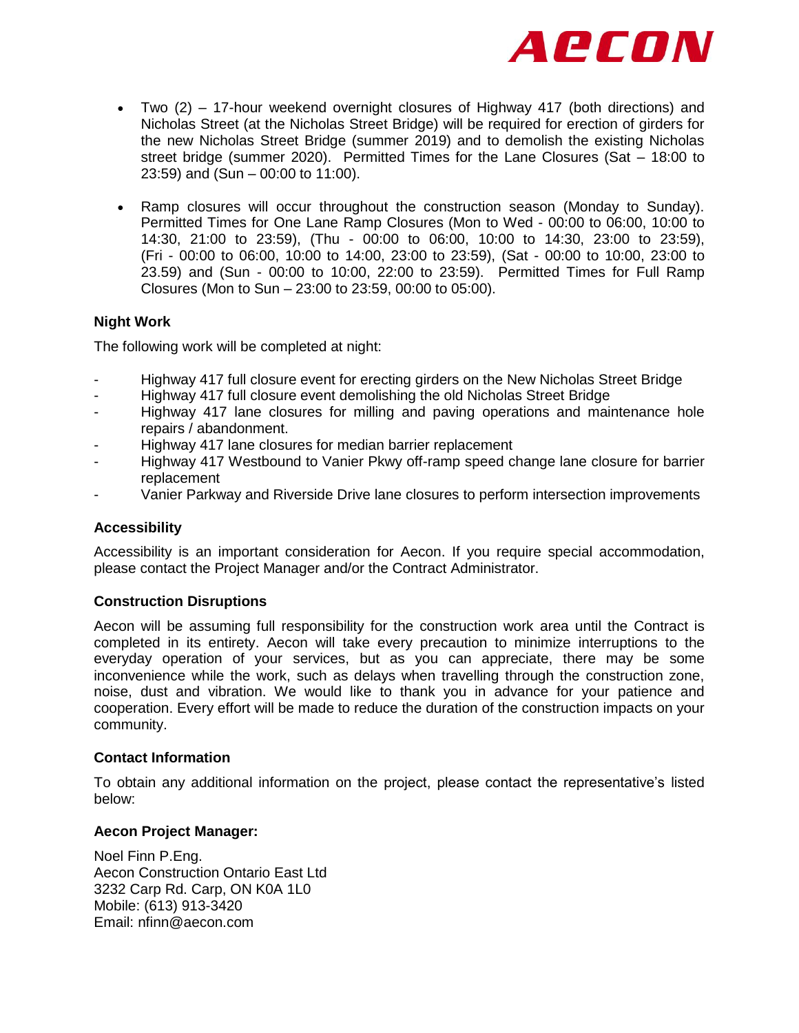- Two (2) – 17-hour weekend overnight closures of Highway 417 (both directions) and Nicholas Street (at the Nicholas Street Bridge) will be required for erection of girders for the new Nicholas Street Bridge (summer 2019) and to demolish the existing Nicholas street bridge (summer 2020). Permitted Times for the Lane Closures (Sat – 18:00 to 23:59) and (Sun – 00:00 to 11:00).
- Ramp closures will occur throughout the construction season (Monday to Sunday). Permitted Times for One Lane Ramp Closures (Mon to Wed - 00:00 to 06:00, 10:00 to 14:30, 21:00 to 23:59), (Thu - 00:00 to 06:00, 10:00 to 14:30, 23:00 to 23:59), (Fri - 00:00 to 06:00, 10:00 to 14:00, 23:00 to 23:59), (Sat - 00:00 to 10:00, 23:00 to 23.59) and (Sun - 00:00 to 10:00, 22:00 to 23:59). Permitted Times for Full Ramp Closures (Mon to Sun – 23:00 to 23:59, 00:00 to 05:00).

**Night Work**

The following work will be completed at night:

- Highway 417 full closure event for erecting girders on the New Nicholas Street Bridge
- Highway 417 full closure event demolishing the old Nicholas Street Bridge
- Highway 417 lane closures for milling and paving operations and maintenance hole repairs / abandonment.
- Highway 417 lane closures for median barrier replacement
- Highway 417 Westbound to Vanier Pkwy off-ramp speed change lane closure for barrier replacement
- Vanier Parkway and Riverside Drive lane closures to perform intersection improvements

**Accessibility**

Accessibility is an important consideration for Aecon. If you require special accommodation, please contact the Project Manager and/or the Contract Administrator.

**Construction Disruptions**

Aecon will be assuming full responsibility for the construction work area until the Contract is completed in its entirety. Aecon will take every precaution to minimize interruptions to the everyday operation of your services, but as you can appreciate, there may be some inconvenience while the work, such as delays when travelling through the construction zone, noise, dust and vibration. We would like to thank you in advance for your patience and cooperation. Every effort will be made to reduce the duration of the construction impacts on your community.

**Contact Information**

To obtain any additional information on the project, please contact the representative's listed below:

**Aecon Project Manager:**

Noel Finn P.Eng.
Aecon Construction Ontario East Ltd
3232 Carp Rd. Carp, ON K0A 1L0
Mobile: (613) 913-3420
Email: nfinn@aecon.com